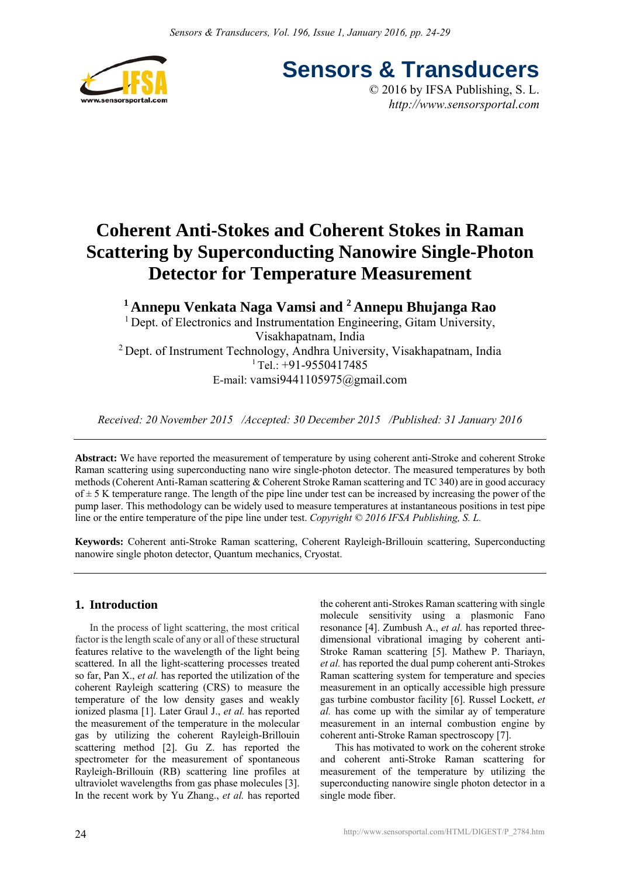# Coherent Anti-Stokes and Coherent Stokes in Raman Scattering by Superconducting Nanowire Single-Photon Detector for Temperature Measurement

**[1] Annepu Venkata Naga Vamsi and [2] Annepu Bhujanga Rao**

[1] Dept. of Electronics and Instrumentation Engineering, Gitam University, Visakhapatnam, India

[2] Dept. of Instrument Technology, Andhra University, Visakhapatnam, India

[1] Tel.: +91-9550417485

E-mail: vamsi9441105975@gmail.com

*Received: 20 November 2015 /Accepted: 30 December 2015 /Published: 31 January 2016*

**Abstract:** We have reported the measurement of temperature by using coherent anti-Stroke and coherent Stroke Raman scattering using superconducting nano wire single-photon detector. The measured temperatures by both methods (Coherent Anti-Raman scattering & Coherent Stroke Raman scattering and TC 340) are in good accuracy of ± 5 K temperature range. The length of the pipe line under test can be increased by increasing the power of the pump laser. This methodology can be widely used to measure temperatures at instantaneous positions in test pipe line or the entire temperature of the pipe line under test. *Copyright © 2016 IFSA Publishing, S. L.*

**Keywords:** Coherent anti-Stroke Raman scattering, Coherent Rayleigh-Brillouin scattering, Superconducting nanowire single photon detector, Quantum mechanics, Cryostat.

## 1. Introduction

In the process of light scattering, the most critical factor is the length scale of any or all of these structural features relative to the wavelength of the light being scattered. In all the light-scattering processes treated so far, Pan X., *et al.* has reported the utilization of the coherent Rayleigh scattering (CRS) to measure the temperature of the low density gases and weakly ionized plasma [1]. Later Graul J., *et al.* has reported the measurement of the temperature in the molecular gas by utilizing the coherent Rayleigh-Brillouin scattering method [2]. Gu Z. has reported the spectrometer for the measurement of spontaneous Rayleigh-Brillouin (RB) scattering line profiles at ultraviolet wavelengths from gas phase molecules [3]. In the recent work by Yu Zhang., *et al.* has reported the coherent anti-Strokes Raman scattering with single molecule sensitivity using a plasmonic Fano resonance [4]. Zumbush A., *et al.* has reported three-dimensional vibrational imaging by coherent anti-Stroke Raman scattering [5]. Mathew P. Thariayn, *et al.* has reported the dual pump coherent anti-Strokes Raman scattering system for temperature and species measurement in an optically accessible high pressure gas turbine combustor facility [6]. Russel Lockett, *et al.* has come up with the similar ay of temperature measurement in an internal combustion engine by coherent anti-Stroke Raman spectroscopy [7].

This has motivated to work on the coherent stroke and coherent anti-Stroke Raman scattering for measurement of the temperature by utilizing the superconducting nanowire single photon detector in a single mode fiber.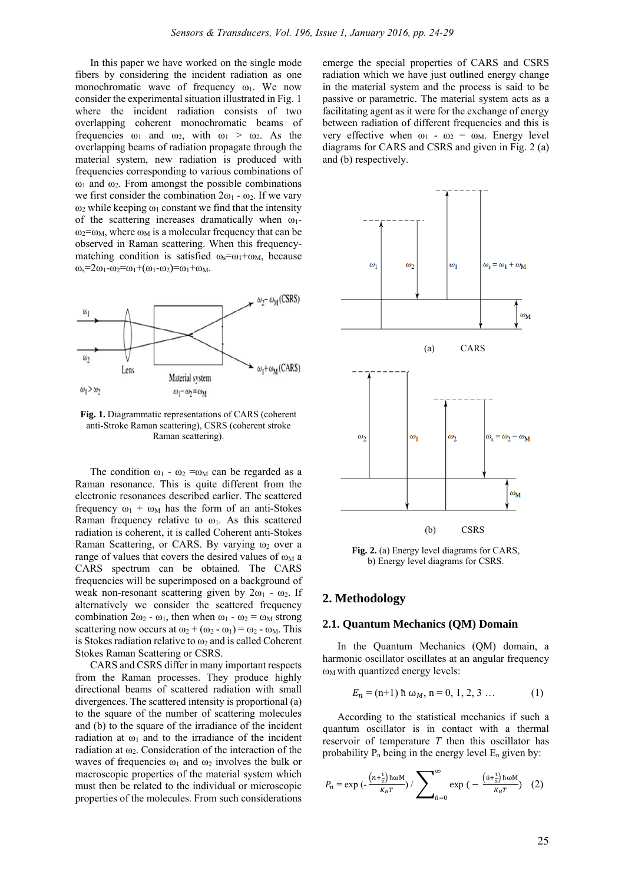In this paper we have worked on the single mode fibers by considering the incident radiation as one monochromatic wave of frequency $\omega_1$. We now consider the experimental situation illustrated in Fig. 1 where the incident radiation consists of two overlapping coherent monochromatic beams of frequencies $\omega_1$ and $\omega_2$, with $\omega_1 > \omega_2$. As the overlapping beams of radiation propagate through the material system, new radiation is produced with frequencies corresponding to various combinations of $\omega_1$ and $\omega_2$. From amongst the possible combinations we first consider the combination $2\omega_1 - \omega_2$. If we vary $\omega_2$ while keeping $\omega_1$ constant we find that the intensity of the scattering increases dramatically when $\omega_1 - \omega_2 = \omega_M$, where $\omega_M$ is a molecular frequency that can be observed in Raman scattering. When this frequency-matching condition is satisfied $\omega_s = \omega_1 + \omega_M$, because $\omega_s = 2\omega_1 - \omega_2 = \omega_1 + (\omega_1 - \omega_2) = \omega_1 + \omega_M$.

**Fig. 1.** Diagrammatic representations of CARS (coherent anti-Stroke Raman scattering), CSRS (coherent stroke Raman scattering).

The condition $\omega_1 - \omega_2 = \omega_M$ can be regarded as a Raman resonance. This is quite different from the electronic resonances described earlier. The scattered frequency $\omega_1 + \omega_M$ has the form of an anti-Stokes Raman frequency relative to $\omega_1$. As this scattered radiation is coherent, it is called Coherent anti-Stokes Raman Scattering, or CARS. By varying $\omega_2$ over a range of values that covers the desired values of $\omega_M$ a CARS spectrum can be obtained. The CARS frequencies will be superimposed on a background of weak non-resonant scattering given by $2\omega_1 - \omega_2$. If alternatively we consider the scattered frequency combination $2\omega_2 - \omega_1$, then when $\omega_1 - \omega_2 = \omega_M$ strong scattering now occurs at $\omega_2 + (\omega_2 - \omega_1) = \omega_2 - \omega_M$. This is Stokes radiation relative to $\omega_2$ and is called Coherent Stokes Raman Scattering or CSRS.

CARS and CSRS differ in many important respects from the Raman processes. They produce highly directional beams of scattered radiation with small divergences. The scattered intensity is proportional (a) to the square of the number of scattering molecules and (b) to the square of the irradiance of the incident radiation at $\omega_1$ and to the irradiance of the incident radiation at $\omega_2$. Consideration of the interaction of the waves of frequencies $\omega_1$ and $\omega_2$ involves the bulk or macroscopic properties of the material system which must then be related to the individual or microscopic properties of the molecules. From such considerations emerge the special properties of CARS and CSRS radiation which we have just outlined energy change in the material system and the process is said to be passive or parametric. The material system acts as a facilitating agent as it were for the exchange of energy between radiation of different frequencies and this is very effective when $\omega_1 - \omega_2 = \omega_M$. Energy level diagrams for CARS and CSRS and given in Fig. 2 (a) and (b) respectively.

(a) CARS

(b) CSRS

**Fig. 2.** (a) Energy level diagrams for CARS, b) Energy level diagrams for CSRS.

## 2. Methodology

### 2.1. Quantum Mechanics (QM) Domain

In the Quantum Mechanics (QM) domain, a harmonic oscillator oscillates at an angular frequency $\omega_M$ with quantized energy levels:

$$E_n = (n+1)\,\hbar\,\omega_M,\; n = 0, 1, 2, 3 \ldots \tag{1}$$

According to the statistical mechanics if such a quantum oscillator is in contact with a thermal reservoir of temperature $T$ then this oscillator has probability $P_n$ being in the energy level $E_n$ given by:

$$P_n = \exp\left(-\frac{\left(n+\frac{1}{2}\right)\hbar\omega M}{K_B T}\right) / \sum_{\acute{n}=0}^{\infty} \exp\left(-\frac{\left(\acute{n}+\frac{1}{2}\right)\hbar\omega M}{K_B T}\right) \tag{2}$$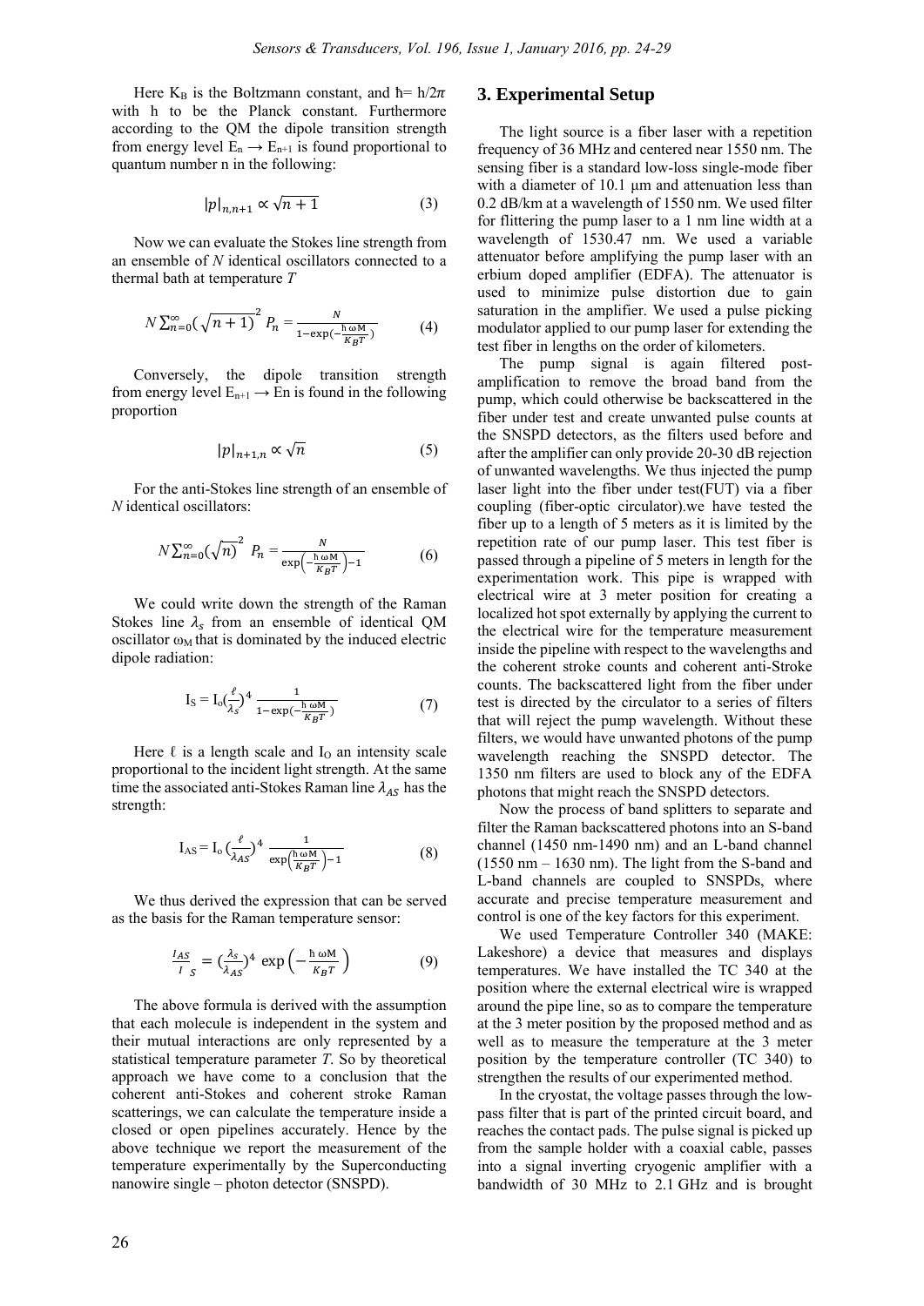Here $K_B$ is the Boltzmann constant, and $\hbar = h/2\pi$ with h to be the Planck constant. Furthermore according to the QM the dipole transition strength from energy level $E_n \rightarrow E_{n+1}$ is found proportional to quantum number n in the following:

$$|p|_{n,n+1} \propto \sqrt{n+1} \qquad (3)$$

Now we can evaluate the Stokes line strength from an ensemble of *N* identical oscillators connected to a thermal bath at temperature *T*

$$N\sum_{n=0}^{\infty}\left(\sqrt{n+1}\right)^2 P_n = \frac{N}{1-\exp(-\frac{\hbar\,\omega M}{K_B T})} \qquad (4)$$

Conversely, the dipole transition strength from energy level $E_{n+1} \rightarrow$ En is found in the following proportion

$$|p|_{n+1,n} \propto \sqrt{n} \qquad (5)$$

For the anti-Stokes line strength of an ensemble of *N* identical oscillators:

$$N\sum_{n=0}^{\infty}\left(\sqrt{n}\right)^2 P_n = \frac{N}{\exp\left(-\frac{\hbar\,\omega M}{K_B T}\right)-1} \qquad (6)$$

We could write down the strength of the Raman Stokes line $\lambda_s$ from an ensemble of identical QM oscillator $\omega_M$ that is dominated by the induced electric dipole radiation:

$$I_S = I_o\left(\frac{\ell}{\lambda_s}\right)^4 \frac{1}{1-\exp(-\frac{\hbar\,\omega M}{K_B T})} \qquad (7)$$

Here ℓ is a length scale and $I_O$ an intensity scale proportional to the incident light strength. At the same time the associated anti-Stokes Raman line $\lambda_{AS}$ has the strength:

$$I_{AS} = I_o\left(\frac{\ell}{\lambda_{AS}}\right)^4 \frac{1}{\exp\left(\frac{\hbar\,\omega M}{K_B T}\right)-1} \qquad (8)$$

We thus derived the expression that can be served as the basis for the Raman temperature sensor:

$$\frac{I_{AS}}{I_S} = \left(\frac{\lambda_s}{\lambda_{AS}}\right)^4 \exp\left(-\frac{\hbar\,\omega M}{K_B T}\right) \qquad (9)$$

The above formula is derived with the assumption that each molecule is independent in the system and their mutual interactions are only represented by a statistical temperature parameter *T*. So by theoretical approach we have come to a conclusion that the coherent anti-Stokes and coherent stroke Raman scatterings, we can calculate the temperature inside a closed or open pipelines accurately. Hence by the above technique we report the measurement of the temperature experimentally by the Superconducting nanowire single – photon detector (SNSPD).

## 3. Experimental Setup

The light source is a fiber laser with a repetition frequency of 36 MHz and centered near 1550 nm. The sensing fiber is a standard low-loss single-mode fiber with a diameter of 10.1 µm and attenuation less than 0.2 dB/km at a wavelength of 1550 nm. We used filter for flittering the pump laser to a 1 nm line width at a wavelength of 1530.47 nm. We used a variable attenuator before amplifying the pump laser with an erbium doped amplifier (EDFA). The attenuator is used to minimize pulse distortion due to gain saturation in the amplifier. We used a pulse picking modulator applied to our pump laser for extending the test fiber in lengths on the order of kilometers.

The pump signal is again filtered post-amplification to remove the broad band from the pump, which could otherwise be backscattered in the fiber under test and create unwanted pulse counts at the SNSPD detectors, as the filters used before and after the amplifier can only provide 20-30 dB rejection of unwanted wavelengths. We thus injected the pump laser light into the fiber under test(FUT) via a fiber coupling (fiber-optic circulator).we have tested the fiber up to a length of 5 meters as it is limited by the repetition rate of our pump laser. This test fiber is passed through a pipeline of 5 meters in length for the experimentation work. This pipe is wrapped with electrical wire at 3 meter position for creating a localized hot spot externally by applying the current to the electrical wire for the temperature measurement inside the pipeline with respect to the wavelengths and the coherent stroke counts and coherent anti-Stroke counts. The backscattered light from the fiber under test is directed by the circulator to a series of filters that will reject the pump wavelength. Without these filters, we would have unwanted photons of the pump wavelength reaching the SNSPD detector. The 1350 nm filters are used to block any of the EDFA photons that might reach the SNSPD detectors.

Now the process of band splitters to separate and filter the Raman backscattered photons into an S-band channel (1450 nm-1490 nm) and an L-band channel (1550 nm – 1630 nm). The light from the S-band and L-band channels are coupled to SNSPDs, where accurate and precise temperature measurement and control is one of the key factors for this experiment.

We used Temperature Controller 340 (MAKE: Lakeshore) a device that measures and displays temperatures. We have installed the TC 340 at the position where the external electrical wire is wrapped around the pipe line, so as to compare the temperature at the 3 meter position by the proposed method and as well as to measure the temperature at the 3 meter position by the temperature controller (TC 340) to strengthen the results of our experimented method.

In the cryostat, the voltage passes through the low-pass filter that is part of the printed circuit board, and reaches the contact pads. The pulse signal is picked up from the sample holder with a coaxial cable, passes into a signal inverting cryogenic amplifier with a bandwidth of 30 MHz to 2.1 GHz and is brought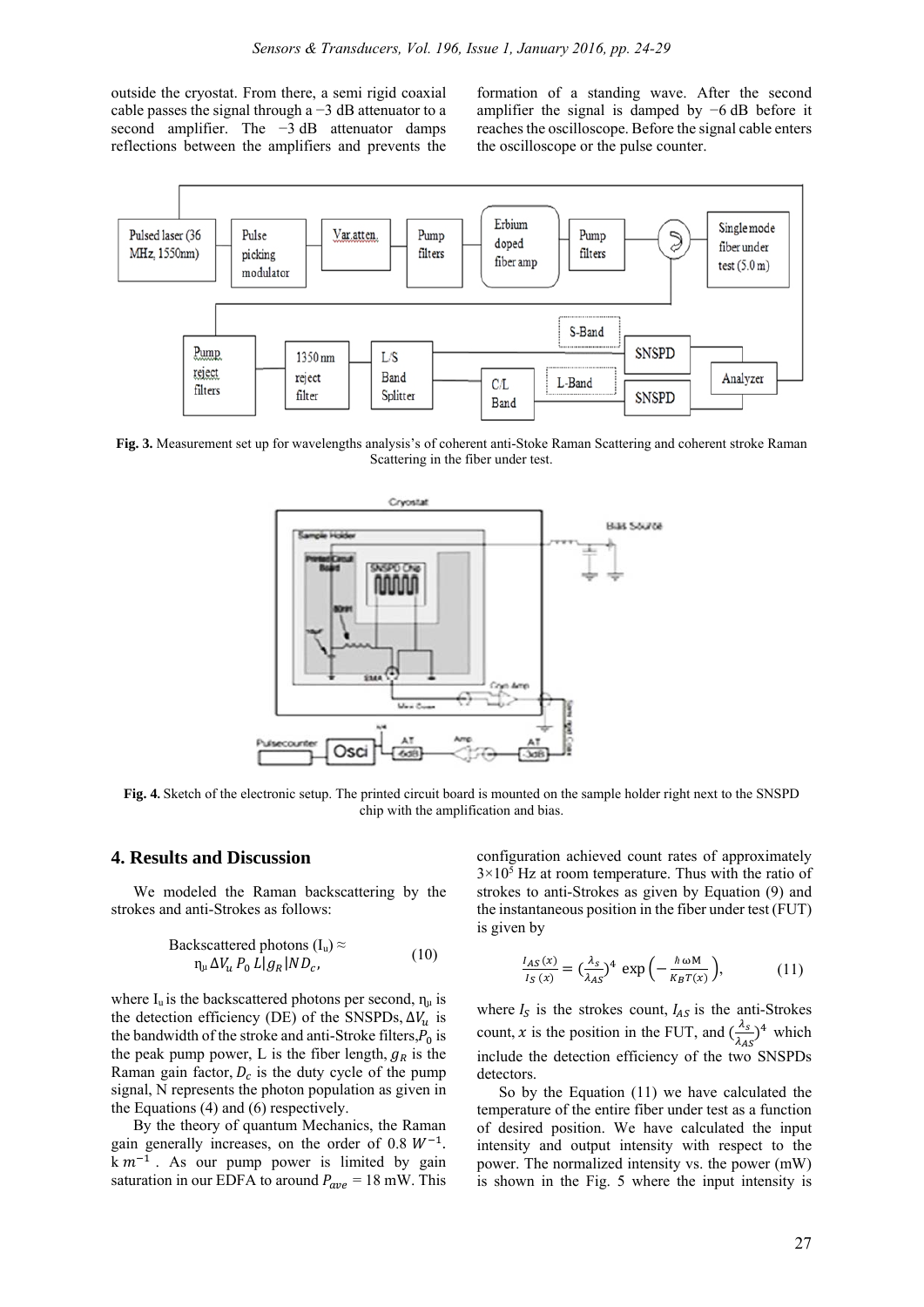outside the cryostat. From there, a semi rigid coaxial cable passes the signal through a −3 dB attenuator to a second amplifier. The −3 dB attenuator damps reflections between the amplifiers and prevents the formation of a standing wave. After the second amplifier the signal is damped by −6 dB before it reaches the oscilloscope. Before the signal cable enters the oscilloscope or the pulse counter.

**Fig. 3.** Measurement set up for wavelengths analysis's of coherent anti-Stoke Raman Scattering and coherent stroke Raman Scattering in the fiber under test.

**Fig. 4.** Sketch of the electronic setup. The printed circuit board is mounted on the sample holder right next to the SNSPD chip with the amplification and bias.

## 4. Results and Discussion

We modeled the Raman backscattering by the strokes and anti-Strokes as follows:

$$\text{Backscattered photons } (I_u) \approx \eta_u \Delta V_u P_0 L |g_R| N D_c, \tag{10}$$

where $I_u$ is the backscattered photons per second, $\eta_u$ is the detection efficiency (DE) of the SNSPDs, $\Delta V_u$ is the bandwidth of the stroke and anti-Stroke filters, $P_0$ is the peak pump power, L is the fiber length, $g_R$ is the Raman gain factor, $D_c$ is the duty cycle of the pump signal, N represents the photon population as given in the Equations (4) and (6) respectively.

By the theory of quantum Mechanics, the Raman gain generally increases, on the order of 0.8 $W^{-1}$. k $m^{-1}$. As our pump power is limited by gain saturation in our EDFA to around $P_{ave}$ = 18 mW. This configuration achieved count rates of approximately $3\times10^5$ Hz at room temperature. Thus with the ratio of strokes to anti-Strokes as given by Equation (9) and the instantaneous position in the fiber under test (FUT) is given by

$$\frac{I_{AS}(x)}{I_S(x)} = \left(\frac{\lambda_S}{\lambda_{AS}}\right)^4 \exp\left(-\frac{\hbar\omega M}{K_B T(x)}\right), \tag{11}$$

where $I_S$ is the strokes count, $I_{AS}$ is the anti-Strokes count, $x$ is the position in the FUT, and $\left(\frac{\lambda_S}{\lambda_{AS}}\right)^4$ which include the detection efficiency of the two SNSPDs detectors.

So by the Equation (11) we have calculated the temperature of the entire fiber under test as a function of desired position. We have calculated the input intensity and output intensity with respect to the power. The normalized intensity vs. the power (mW) is shown in the Fig. 5 where the input intensity is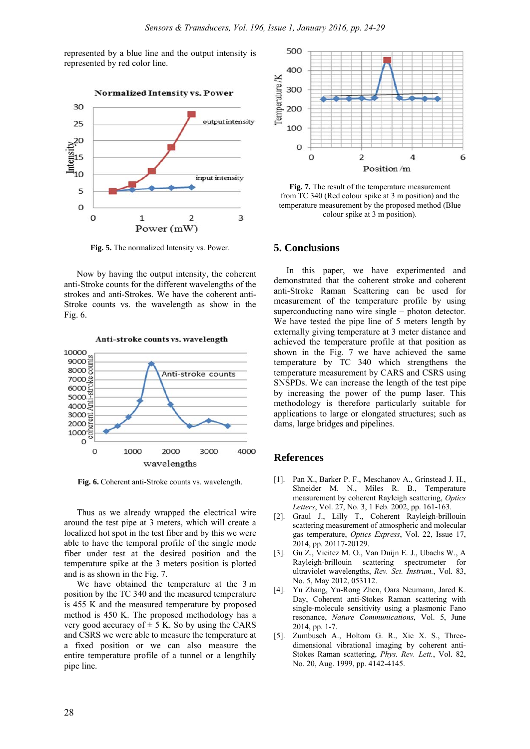represented by a blue line and the output intensity is represented by red color line.

Fig. 5. The normalized Intensity vs. Power.

Now by having the output intensity, the coherent anti-Stroke counts for the different wavelengths of the strokes and anti-Strokes. We have the coherent anti-Stroke counts vs. the wavelength as show in the Fig. 6.

Fig. 6. Coherent anti-Stroke counts vs. wavelength.

Thus as we already wrapped the electrical wire around the test pipe at 3 meters, which will create a localized hot spot in the test fiber and by this we were able to have the temporal profile of the single mode fiber under test at the desired position and the temperature spike at the 3 meters position is plotted and is as shown in the Fig. 7.

We have obtained the temperature at the 3 m position by the TC 340 and the measured temperature is 455 K and the measured temperature by proposed method is 450 K. The proposed methodology has a very good accuracy of ± 5 K. So by using the CARS and CSRS we were able to measure the temperature at a fixed position or we can also measure the entire temperature profile of a tunnel or a lengthily pipe line.

Fig. 7. The result of the temperature measurement from TC 340 (Red colour spike at 3 m position) and the temperature measurement by the proposed method (Blue colour spike at 3 m position).

## 5. Conclusions

In this paper, we have experimented and demonstrated that the coherent stroke and coherent anti-Stroke Raman Scattering can be used for measurement of the temperature profile by using superconducting nano wire single – photon detector. We have tested the pipe line of 5 meters length by externally giving temperature at 3 meter distance and achieved the temperature profile at that position as shown in the Fig. 7 we have achieved the same temperature by TC 340 which strengthens the temperature measurement by CARS and CSRS using SNSPDs. We can increase the length of the test pipe by increasing the power of the pump laser. This methodology is therefore particularly suitable for applications to large or elongated structures; such as dams, large bridges and pipelines.

## References

[1]. Pan X., Barker P. F., Meschanov A., Grinstead J. H., Shneider M. N., Miles R. B., Temperature measurement by coherent Rayleigh scattering, *Optics Letters*, Vol. 27, No. 3, 1 Feb. 2002, pp. 161-163.

[2]. Graul J., Lilly T., Coherent Rayleigh-brillouin scattering measurement of atmospheric and molecular gas temperature, *Optics Express*, Vol. 22, Issue 17, 2014, pp. 20117-20129.

[3]. Gu Z., Vieitez M. O., Van Duijn E. J., Ubachs W., A Rayleigh-brillouin scattering spectrometer for ultraviolet wavelengths, *Rev. Sci. Instrum.*, Vol. 83, No. 5, May 2012, 053112.

[4]. Yu Zhang, Yu-Rong Zhen, Oara Neumann, Jared K. Day, Coherent anti-Stokes Raman scattering with single-molecule sensitivity using a plasmonic Fano resonance, *Nature Communications*, Vol. 5, June 2014, pp. 1-7.

[5]. Zumbusch A., Holtom G. R., Xie X. S., Three-dimensional vibrational imaging by coherent anti-Stokes Raman scattering, *Phys. Rev. Lett.*, Vol. 82, No. 20, Aug. 1999, pp. 4142-4145.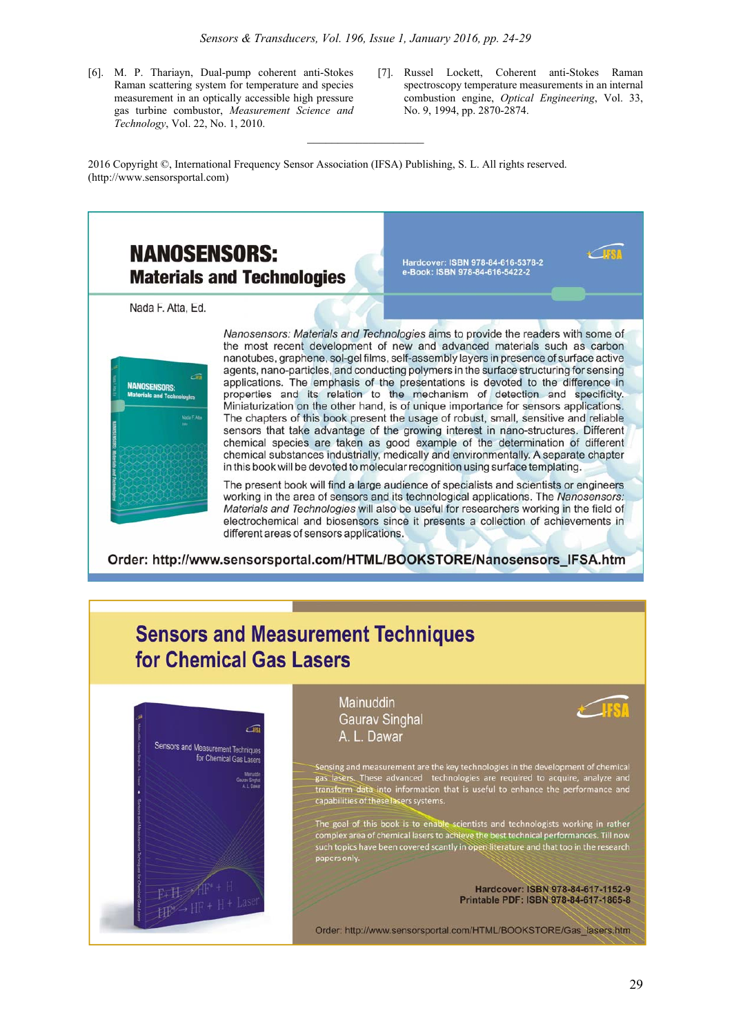[6]. M. P. Thariayn, Dual-pump coherent anti-Stokes Raman scattering system for temperature and species measurement in an optically accessible high pressure gas turbine combustor, *Measurement Science and Technology*, Vol. 22, No. 1, 2010.

[7]. Russel Lockett, Coherent anti-Stokes Raman spectroscopy temperature measurements in an internal combustion engine, *Optical Engineering*, Vol. 33, No. 9, 1994, pp. 2870-2874.

---

2016 Copyright ©, International Frequency Sensor Association (IFSA) Publishing, S. L. All rights reserved. (http://www.sensorsportal.com)

# NANOSENSORS: Materials and Technologies

Hardcover: ISBN 978-84-616-5378-2
e-Book: ISBN 978-84-616-5422-2

Nada F. Atta, Ed.

*Nanosensors: Materials and Technologies* aims to provide the readers with some of the most recent development of new and advanced materials such as carbon nanotubes, graphene, sol-gel films, self-assembly layers in presence of surface active agents, nano-particles, and conducting polymers in the surface structuring for sensing applications. The emphasis of the presentations is devoted to the difference in properties and its relation to the mechanism of detection and specificity. Miniaturization on the other hand, is of unique importance for sensors applications. The chapters of this book present the usage of robust, small, sensitive and reliable sensors that take advantage of the growing interest in nano-structures. Different chemical species are taken as good example of the determination of different chemical substances industrially, medically and environmentally. A separate chapter in this book will be devoted to molecular recognition using surface templating.

The present book will find a large audience of specialists and scientists or engineers working in the area of sensors and its technological applications. The *Nanosensors: Materials and Technologies* will also be useful for researchers working in the field of electrochemical and biosensors since it presents a collection of achievements in different areas of sensors applications.

Order: http://www.sensorsportal.com/HTML/BOOKSTORE/Nanosensors_IFSA.htm

# Sensors and Measurement Techniques for Chemical Gas Lasers

Mainuddin
Gaurav Singhal
A. L. Dawar

Sensing and measurement are the key technologies in the development of chemical gas lasers. These advanced technologies are required to acquire, analyze and transform data into information that is useful to enhance the performance and capabilities of these lasers systems.

The goal of this book is to enable scientists and technologists working in rather complex area of chemical lasers to achieve the best technical performances. Till now such topics have been covered scantly in open literature and that too in the research papers only.

Hardcover: ISBN 978-84-617-1152-9
Printable PDF: ISBN 978-84-617-1865-8

Order: http://www.sensorsportal.com/HTML/BOOKSTORE/Gas_lasers.htm